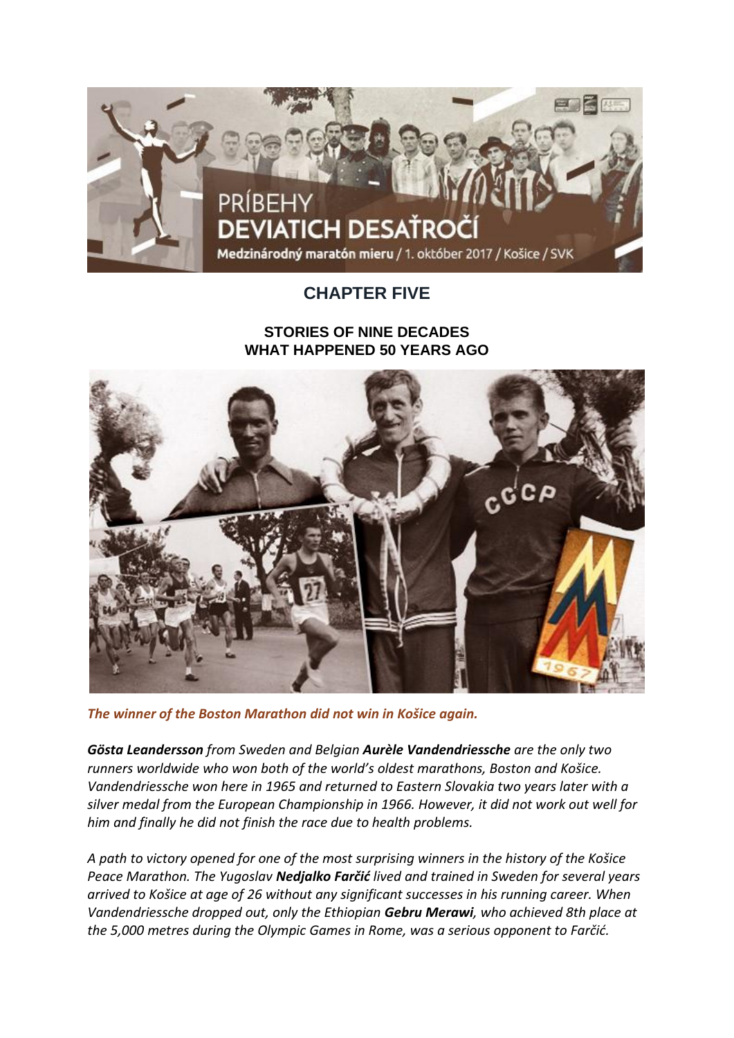## CHAPTER FIVE

### STORIES OF NINE DECADES
### WHAT HAPPENED 50 YEARS AGO

***The winner of the Boston Marathon did not win in Košice again.***

***Gösta Leandersson*** *from Sweden and Belgian* ***Aurèle Vandendriessche*** *are the only two runners worldwide who won both of the world's oldest marathons, Boston and Košice. Vandendriessche won here in 1965 and returned to Eastern Slovakia two years later with a silver medal from the European Championship in 1966. However, it did not work out well for him and finally he did not finish the race due to health problems.*

*A path to victory opened for one of the most surprising winners in the history of the Košice Peace Marathon. The Yugoslav* ***Nedjalko Farčić*** *lived and trained in Sweden for several years arrived to Košice at age of 26 without any significant successes in his running career. When Vandendriessche dropped out, only the Ethiopian* ***Gebru Merawi****, who achieved 8th place at the 5,000 metres during the Olympic Games in Rome, was a serious opponent to Farčić.*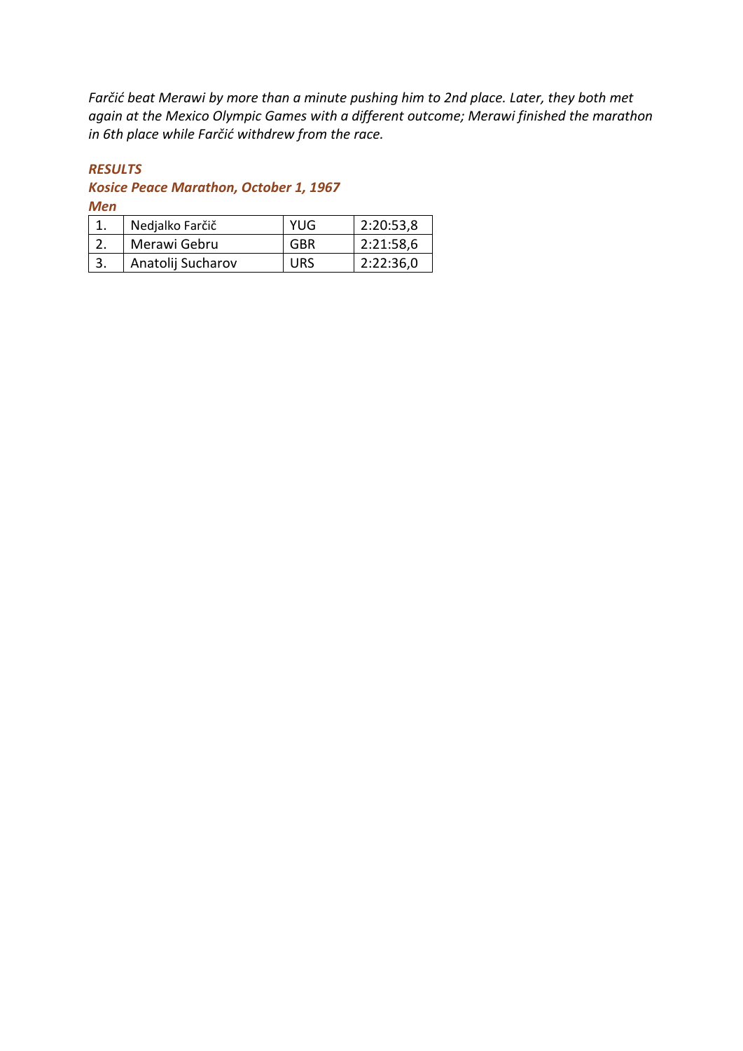*Farčić beat Merawi by more than a minute pushing him to 2nd place. Later, they both met again at the Mexico Olympic Games with a different outcome; Merawi finished the marathon in 6th place while Farčić withdrew from the race.*

***RESULTS***

***Kosice Peace Marathon, October 1, 1967***

***Men***

| | | | |
|---|---|---|---|
| 1. | Nedjalko Farčič | YUG | 2:20:53,8 |
| 2. | Merawi Gebru | GBR | 2:21:58,6 |
| 3. | Anatolij Sucharov | URS | 2:22:36,0 |